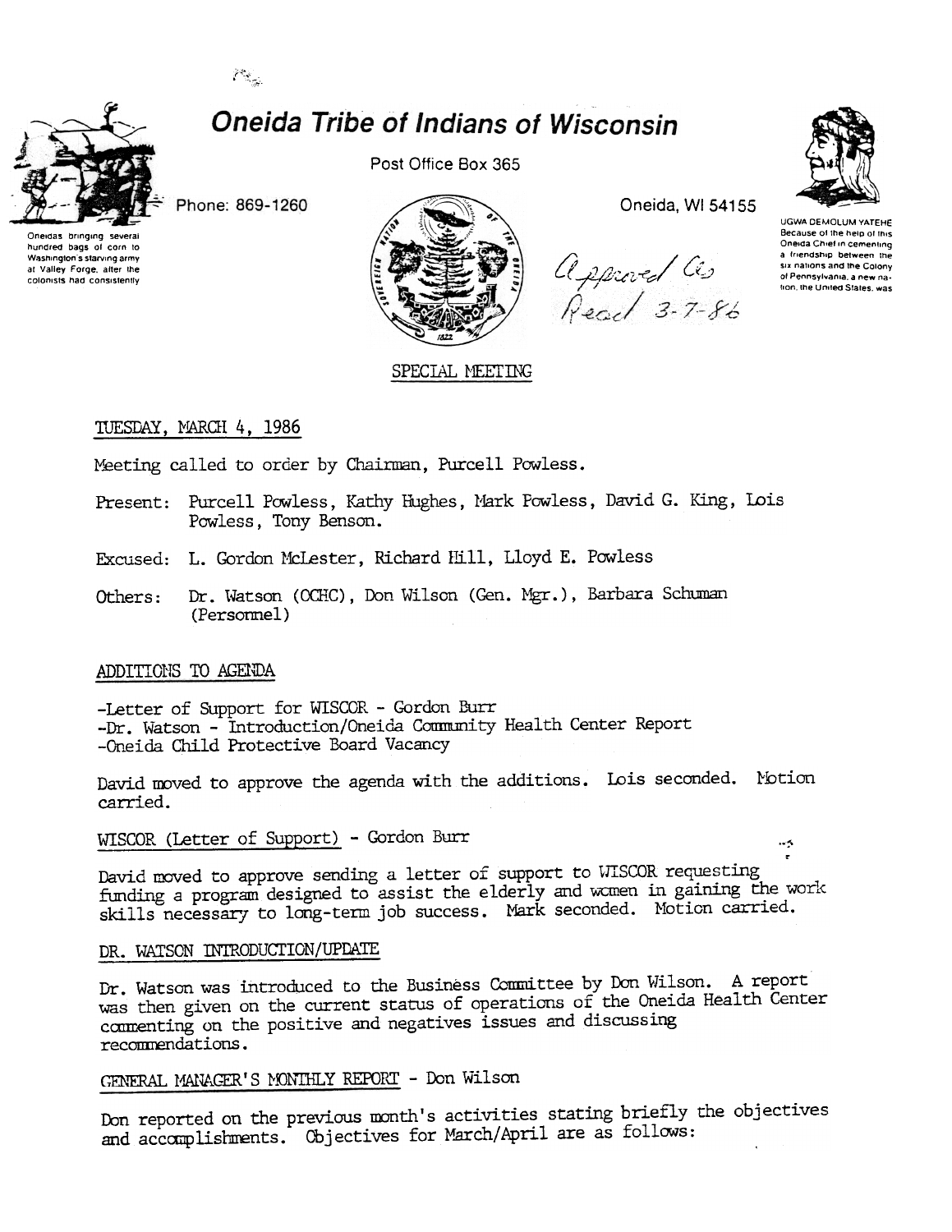# Oneida Tribe of Indians of Wisconsin

Post Office Box 365

Phone: 869-1260

Oneida, WI 54155

Oneidas bringing several hundred bags of corn to Washington's starving army at Valley Forge, after the colonists had consistently

UGWA DEMOLUM YATEHE Because of the help of this Oneida Chief in cementing a friendship between the six nations and the Colony of Pennsylvania, a new nation, the United States, was

Approved As Read 3-7-86

SPECIAL MEETING

TUESDAY, MARCH 4, 1986

Meeting called to order by Chairman, Purcell Powless.

Present: Purcell Powless, Kathy Hughes, Mark Powless, David G. King, Lois Powless, Tony Benson.

Excused: L. Gordon McLester, Richard Hill, Lloyd E. Powless

Others: Dr. Watson (OCHC), Don Wilson (Gen. Mgr.), Barbara Schuman (Personnel)

## ADDITIONS TO AGENDA

- Letter of Support for WISCOR - Gordon Burr
- Dr. Watson - Introduction/Oneida Community Health Center Report
- Oneida Child Protective Board Vacancy

David moved to approve the agenda with the additions. Lois seconded. Motion carried.

## WISCOR (Letter of Support) - Gordon Burr

David moved to approve sending a letter of support to WISCOR requesting funding a program designed to assist the elderly and women in gaining the work skills necessary to long-term job success. Mark seconded. Motion carried.

## DR. WATSON INTRODUCTION/UPDATE

Dr. Watson was introduced to the Business Committee by Don Wilson. A report was then given on the current status of operations of the Oneida Health Center commenting on the positive and negatives issues and discussing recommendations.

## GENERAL MANAGER'S MONTHLY REPORT - Don Wilson

Don reported on the previous month's activities stating briefly the objectives and accomplishments. Objectives for March/April are as follows: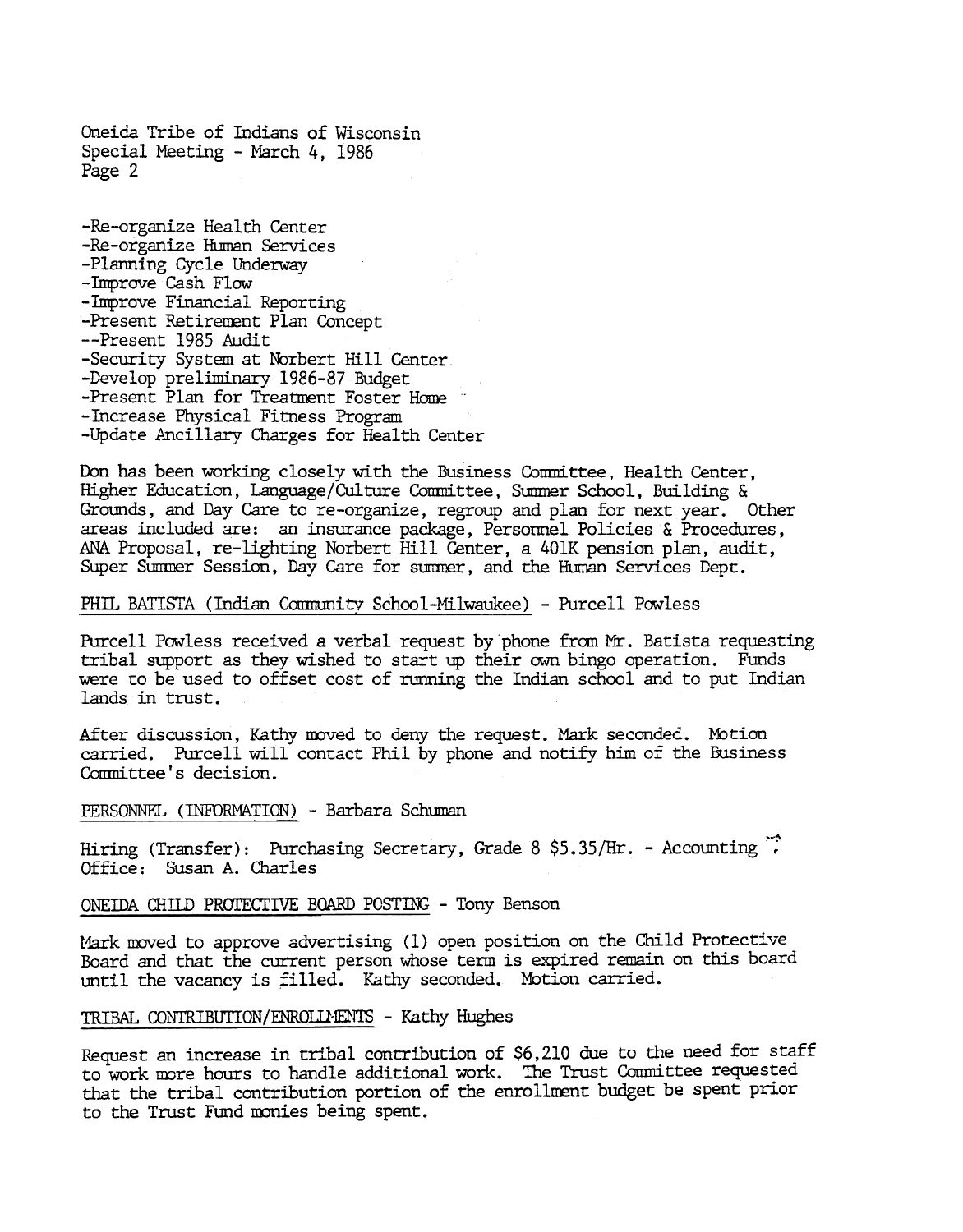-Re-organize Health Center
-Re-organize Human Services
-Planning Cycle Underway
-Improve Cash Flow
-Improve Financial Reporting
-Present Retirement Plan Concept
--Present 1985 Audit
-Security System at Norbert Hill Center
-Develop preliminary 1986-87 Budget
-Present Plan for Treatment Foster Home
-Increase Physical Fitness Program
-Update Ancillary Charges for Health Center

Don has been working closely with the Business Committee, Health Center, Higher Education, Language/Culture Committee, Summer School, Building & Grounds, and Day Care to re-organize, regroup and plan for next year. Other areas included are: an insurance package, Personnel Policies & Procedures, ANA Proposal, re-lighting Norbert Hill Center, a 401K pension plan, audit, Super Summer Session, Day Care for summer, and the Human Services Dept.

PHIL BATISTA (Indian Community School-Milwaukee) - Purcell Powless

Purcell Powless received a verbal request by phone from Mr. Batista requesting tribal support as they wished to start up their own bingo operation. Funds were to be used to offset cost of running the Indian school and to put Indian lands in trust.

After discussion, Kathy moved to deny the request. Mark seconded. Motion carried. Purcell will contact Phil by phone and notify him of the Business Committee's decision.

PERSONNEL (INFORMATION) - Barbara Schuman

Hiring (Transfer): Purchasing Secretary, Grade 8 $5.35/Hr. - Accounting Office: Susan A. Charles

ONEIDA CHILD PROTECTIVE BOARD POSTING - Tony Benson

Mark moved to approve advertising (1) open position on the Child Protective Board and that the current person whose term is expired remain on this board until the vacancy is filled. Kathy seconded. Motion carried.

TRIBAL CONTRIBUTION/ENROLLMENTS - Kathy Hughes

Request an increase in tribal contribution of $6,210 due to the need for staff to work more hours to handle additional work. The Trust Committee requested that the tribal contribution portion of the enrollment budget be spent prior to the Trust Fund monies being spent.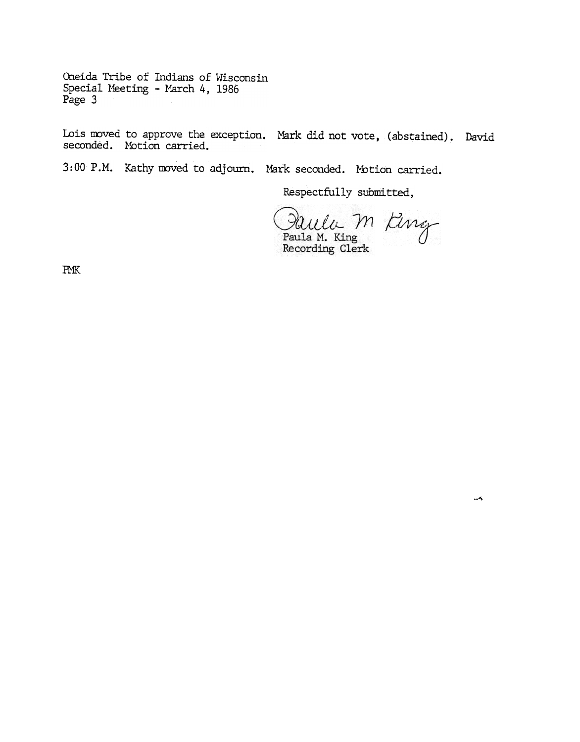Lois moved to approve the exception. Mark did not vote, (abstained). David seconded. Motion carried.

3:00 P.M. Kathy moved to adjourn. Mark seconded. Motion carried.

Respectfully submitted,

Paula M. King
Recording Clerk

PMK